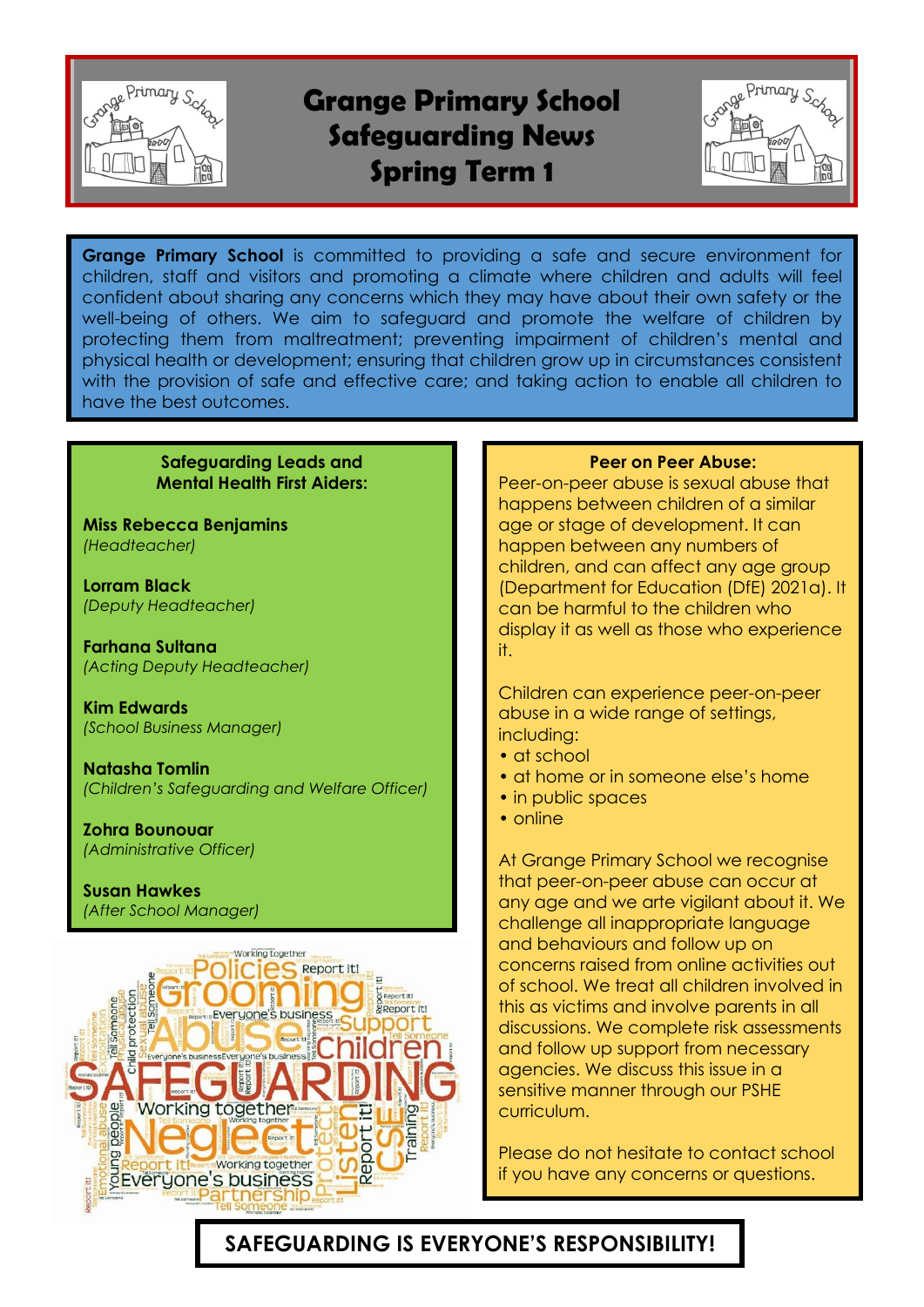# Grange Primary School Safeguarding News Spring Term 1

**Grange Primary School** is committed to providing a safe and secure environment for children, staff and visitors and promoting a climate where children and adults will feel confident about sharing any concerns which they may have about their own safety or the well-being of others. We aim to safeguard and promote the welfare of children by protecting them from maltreatment; preventing impairment of children's mental and physical health or development; ensuring that children grow up in circumstances consistent with the provision of safe and effective care; and taking action to enable all children to have the best outcomes.

## Safeguarding Leads and Mental Health First Aiders:

**Miss Rebecca Benjamins**
*(Headteacher)*

**Lorram Black**
*(Deputy Headteacher)*

**Farhana Sultana**
*(Acting Deputy Headteacher)*

**Kim Edwards**
*(School Business Manager)*

**Natasha Tomlin**
*(Children's Safeguarding and Welfare Officer)*

**Zohra Bounouar**
*(Administrative Officer)*

**Susan Hawkes**
*(After School Manager)*

## Peer on Peer Abuse:

Peer-on-peer abuse is sexual abuse that happens between children of a similar age or stage of development. It can happen between any numbers of children, and can affect any age group (Department for Education (DfE) 2021a). It can be harmful to the children who display it as well as those who experience it.

Children can experience peer-on-peer abuse in a wide range of settings, including:

- at school
- at home or in someone else's home
- in public spaces
- online

At Grange Primary School we recognise that peer-on-peer abuse can occur at any age and we arte vigilant about it. We challenge all inappropriate language and behaviours and follow up on concerns raised from online activities out of school. We treat all children involved in this as victims and involve parents in all discussions. We complete risk assessments and follow up support from necessary agencies. We discuss this issue in a sensitive manner through our PSHE curriculum.

Please do not hesitate to contact school if you have any concerns or questions.

**SAFEGUARDING IS EVERYONE'S RESPONSIBILITY!**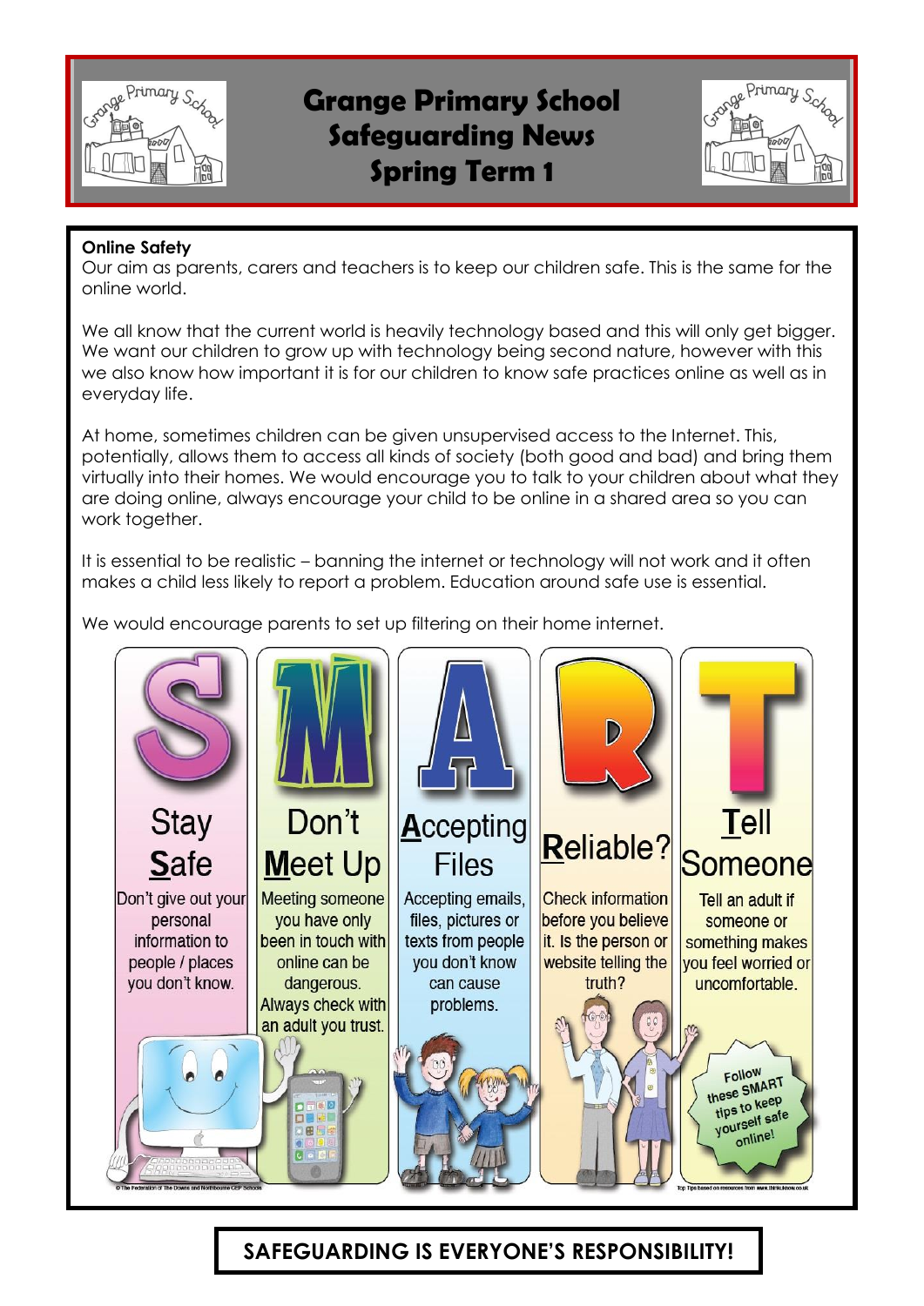# Grange Primary School Safeguarding News Spring Term 1

**Online Safety**

Our aim as parents, carers and teachers is to keep our children safe. This is the same for the online world.

We all know that the current world is heavily technology based and this will only get bigger. We want our children to grow up with technology being second nature, however with this we also know how important it is for our children to know safe practices online as well as in everyday life.

At home, sometimes children can be given unsupervised access to the Internet. This, potentially, allows them to access all kinds of society (both good and bad) and bring them virtually into their homes. We would encourage you to talk to your children about what they are doing online, always encourage your child to be online in a shared area so you can work together.

It is essential to be realistic – banning the internet or technology will not work and it often makes a child less likely to report a problem. Education around safe use is essential.

We would encourage parents to set up filtering on their home internet.

**S** – **Stay Safe**
Don't give out your personal information to people / places you don't know.

**M** – **Don't Meet Up**
Meeting someone you have only been in touch with online can be dangerous. Always check with an adult you trust.

**A** – **Accepting Files**
Accepting emails, files, pictures or texts from people you don't know can cause problems.

**R** – **Reliable?**
Check information before you believe it. Is the person or website telling the truth?

**T** – **Tell Someone**
Tell an adult if someone or something makes you feel worried or uncomfortable.

Follow these SMART tips to keep yourself safe online!

© The Federation of The Downs and Northbourne CEP Schools

Top Tips based on resources from www.thinkuknow.co.uk

**SAFEGUARDING IS EVERYONE'S RESPONSIBILITY!**